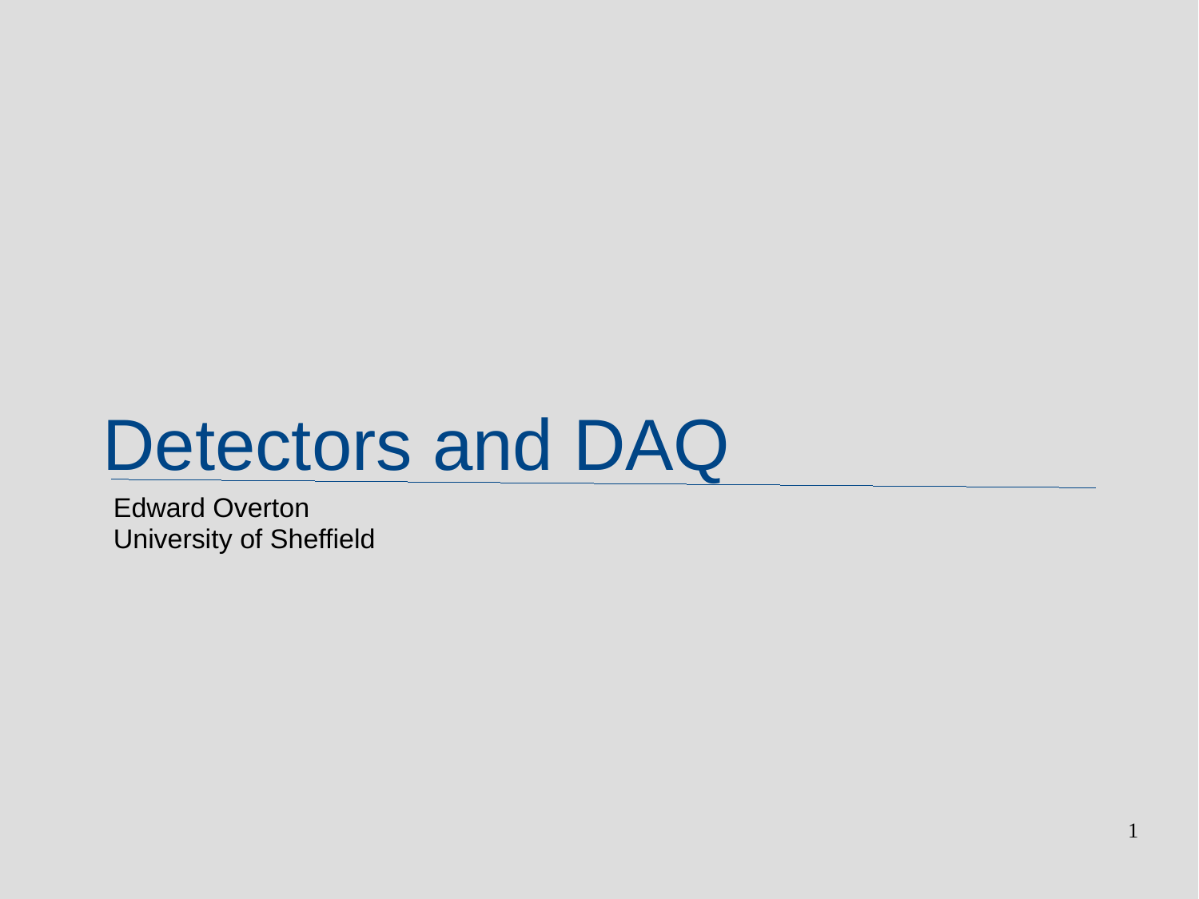# Detectors and DAQ

Edward Overton
University of Sheffield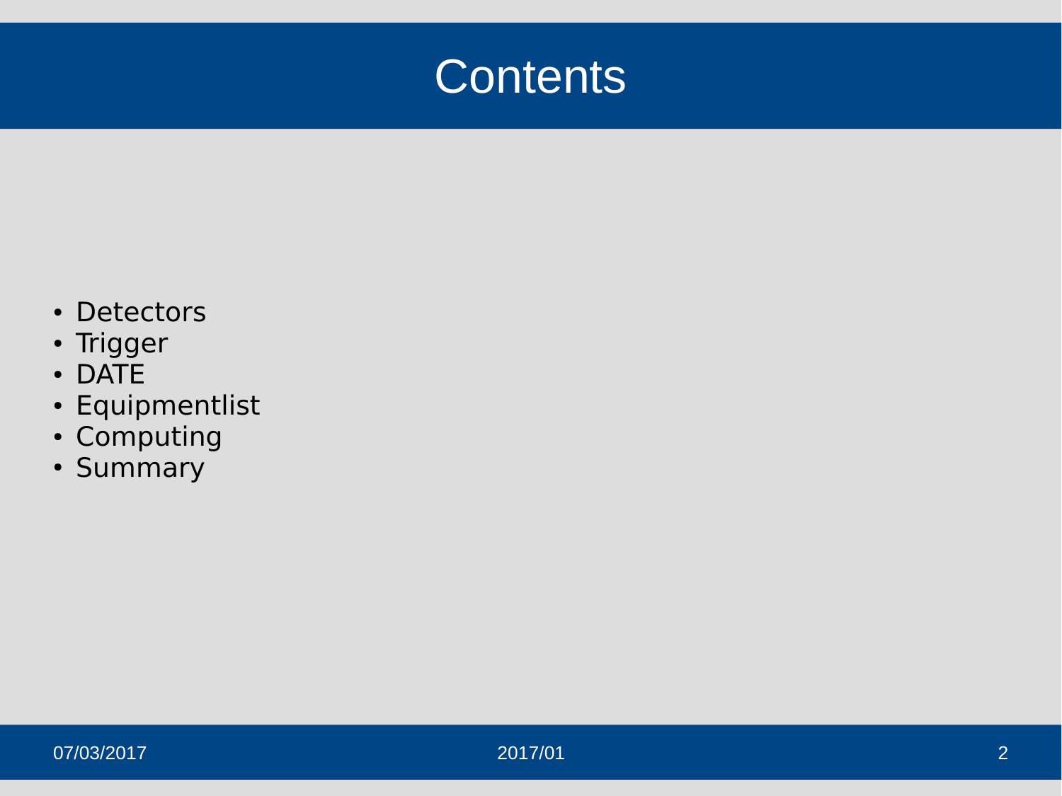# Contents

- Detectors
- Trigger
- DATE
- Equipmentlist
- Computing
- Summary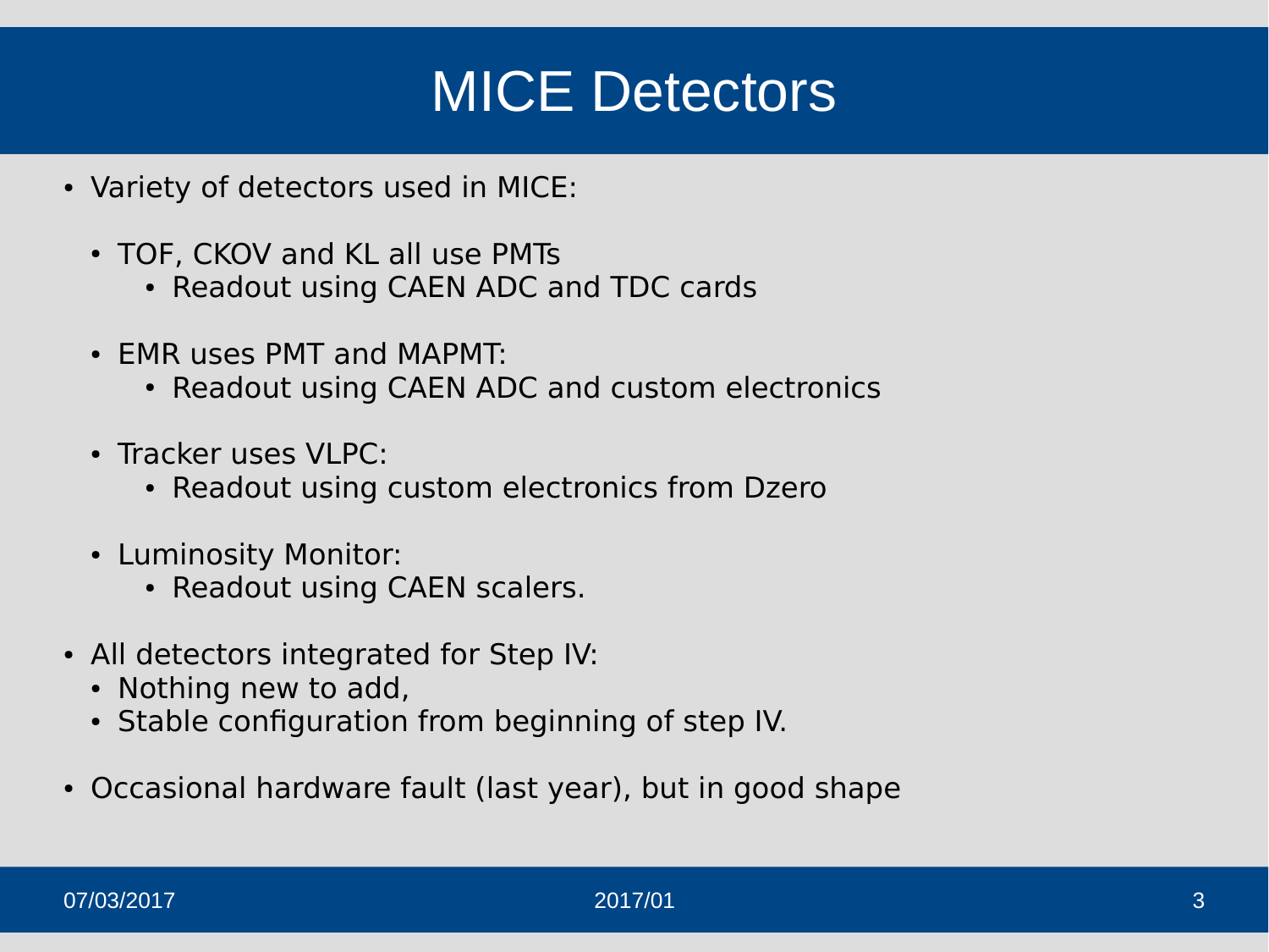# MICE Detectors

- Variety of detectors used in MICE:
  - TOF, CKOV and KL all use PMTs
    - Readout using CAEN ADC and TDC cards
  - EMR uses PMT and MAPMT:
    - Readout using CAEN ADC and custom electronics
  - Tracker uses VLPC:
    - Readout using custom electronics from Dzero
  - Luminosity Monitor:
    - Readout using CAEN scalers.
- All detectors integrated for Step IV:
  - Nothing new to add,
  - Stable configuration from beginning of step IV.
- Occasional hardware fault (last year), but in good shape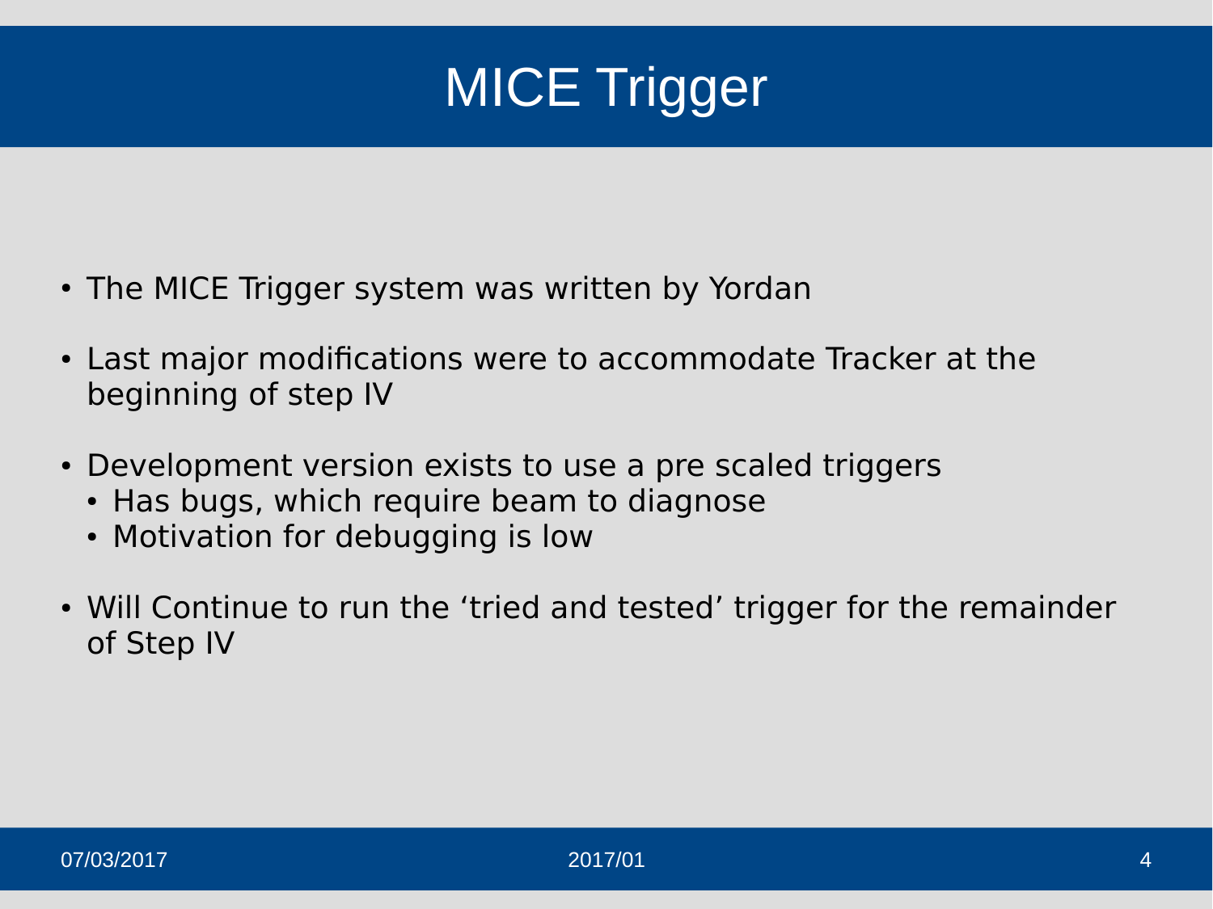# MICE Trigger

- The MICE Trigger system was written by Yordan
- Last major modifications were to accommodate Tracker at the beginning of step IV
- Development version exists to use a pre scaled triggers
  - Has bugs, which require beam to diagnose
  - Motivation for debugging is low
- Will Continue to run the ‘tried and tested’ trigger for the remainder of Step IV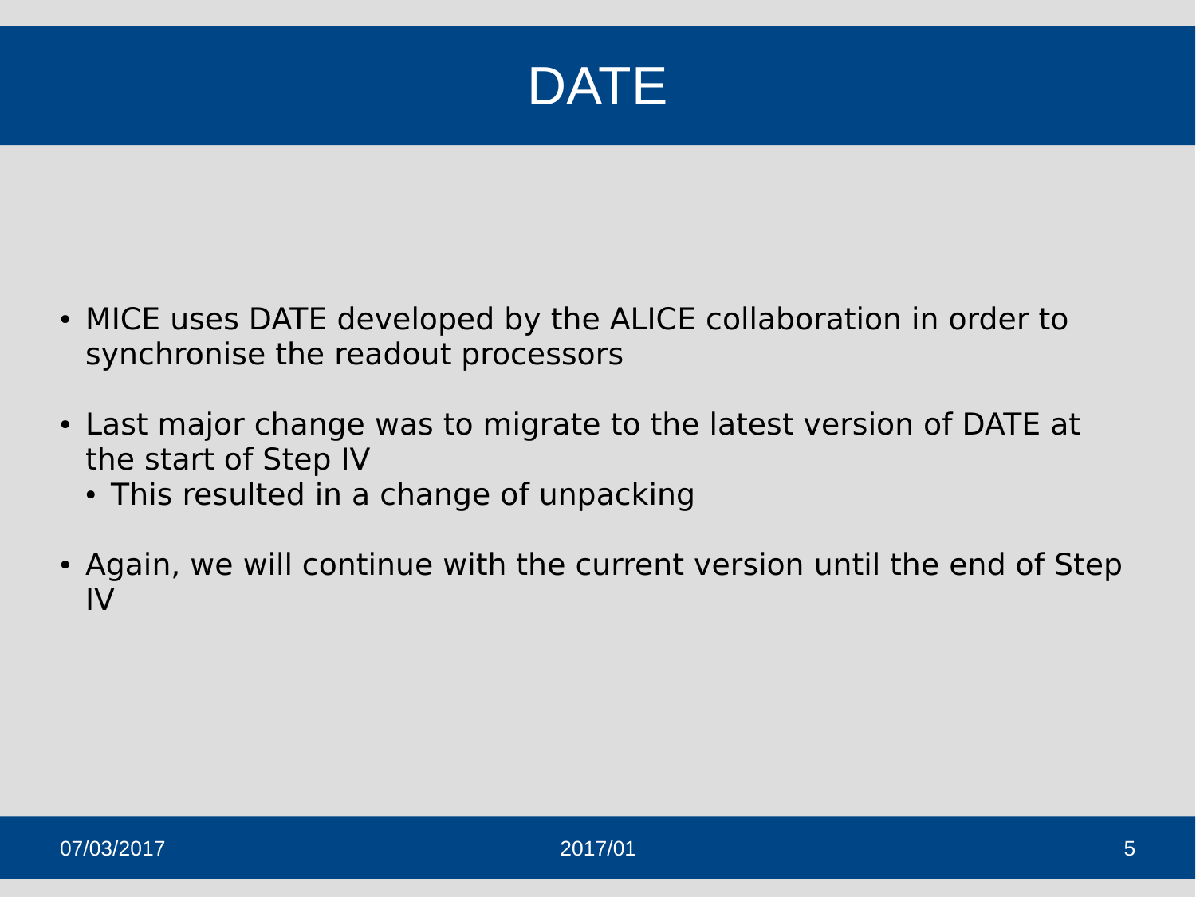# DATE

- MICE uses DATE developed by the ALICE collaboration in order to synchronise the readout processors
- Last major change was to migrate to the latest version of DATE at the start of Step IV
  - This resulted in a change of unpacking
- Again, we will continue with the current version until the end of Step IV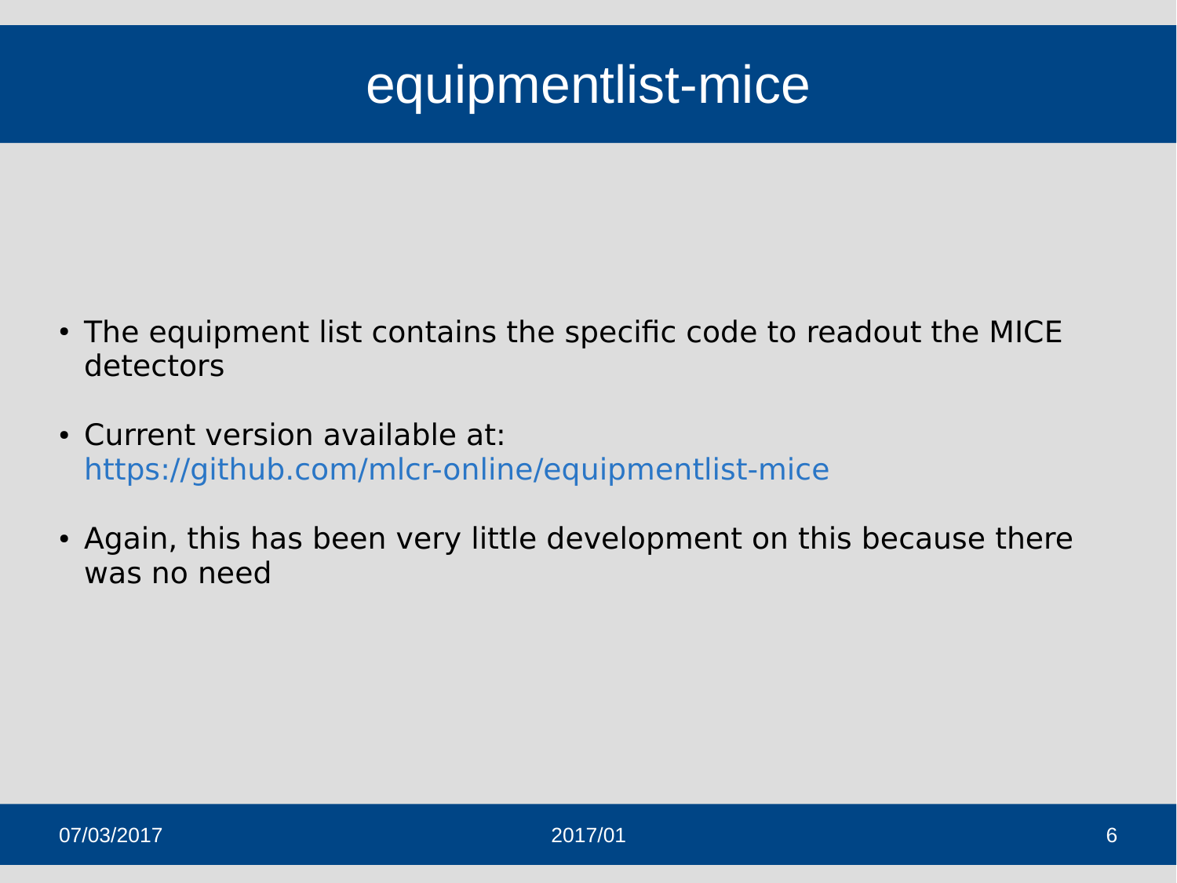# equipmentlist-mice

- The equipment list contains the specific code to readout the MICE detectors
- Current version available at: https://github.com/mlcr-online/equipmentlist-mice
- Again, this has been very little development on this because there was no need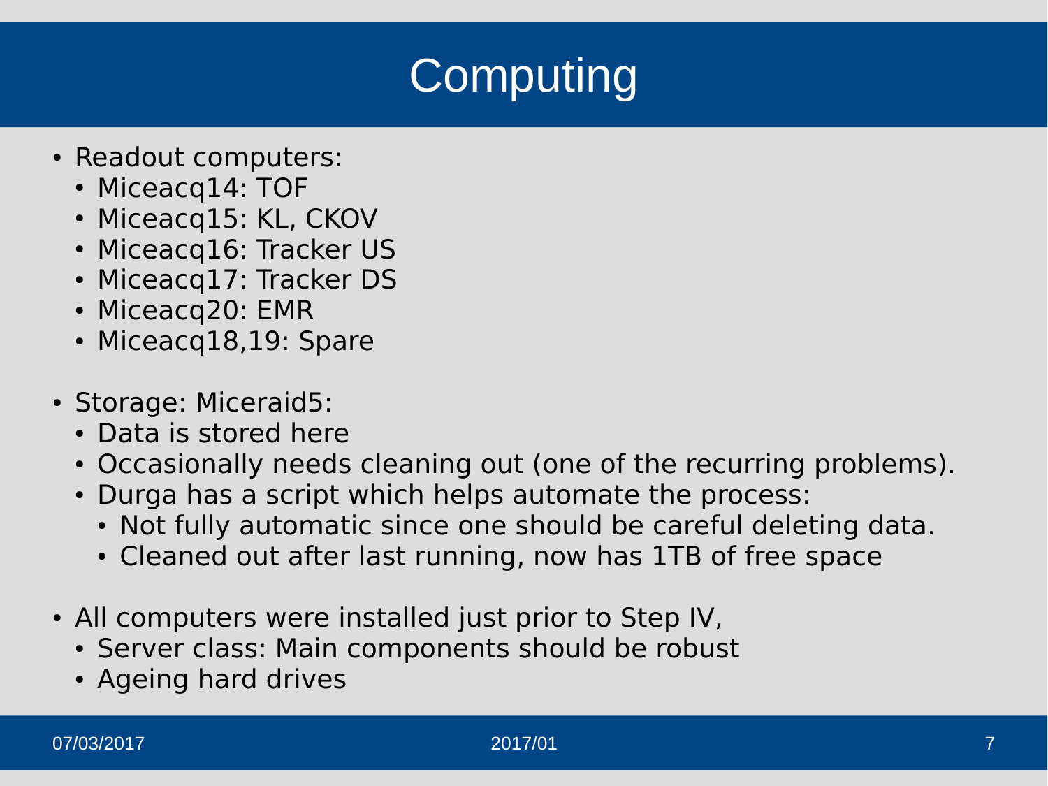# Computing

- Readout computers:
  - Miceacq14: TOF
  - Miceacq15: KL, CKOV
  - Miceacq16: Tracker US
  - Miceacq17: Tracker DS
  - Miceacq20: EMR
  - Miceacq18,19: Spare

- Storage: Miceraid5:
  - Data is stored here
  - Occasionally needs cleaning out (one of the recurring problems).
  - Durga has a script which helps automate the process:
    - Not fully automatic since one should be careful deleting data.
    - Cleaned out after last running, now has 1TB of free space

- All computers were installed just prior to Step IV,
  - Server class: Main components should be robust
  - Ageing hard drives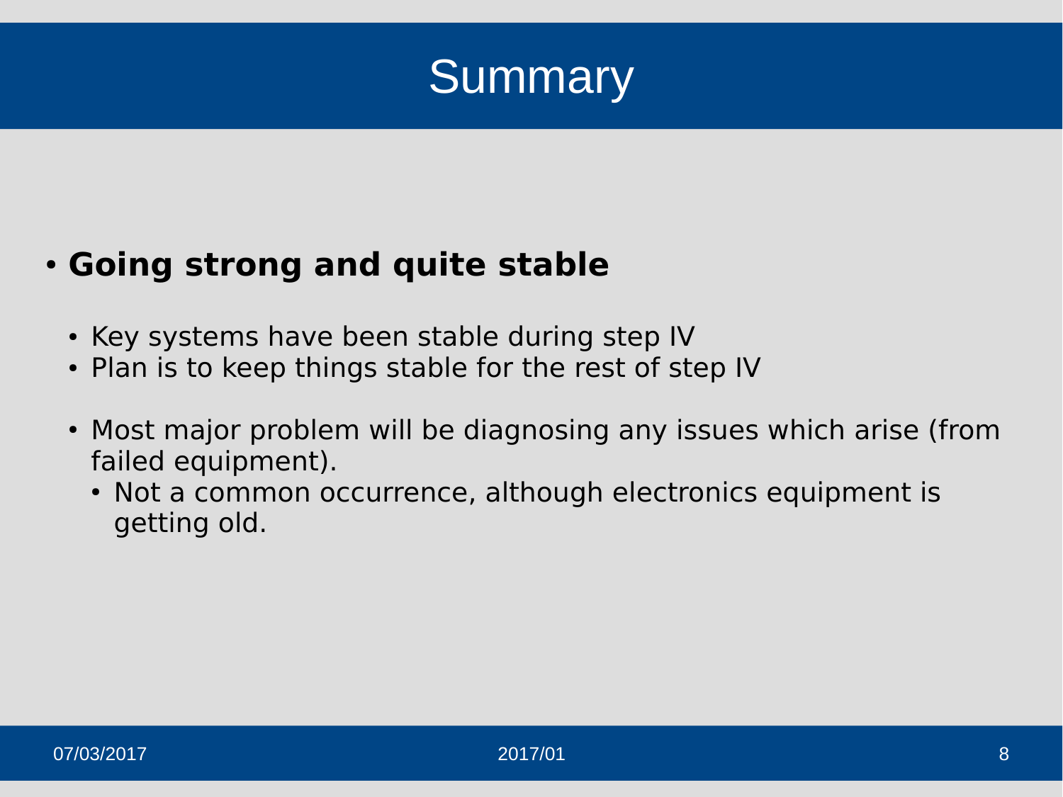# Summary

- **Going strong and quite stable**
  - Key systems have been stable during step IV
  - Plan is to keep things stable for the rest of step IV
  - Most major problem will be diagnosing any issues which arise (from failed equipment).
    - Not a common occurrence, although electronics equipment is getting old.